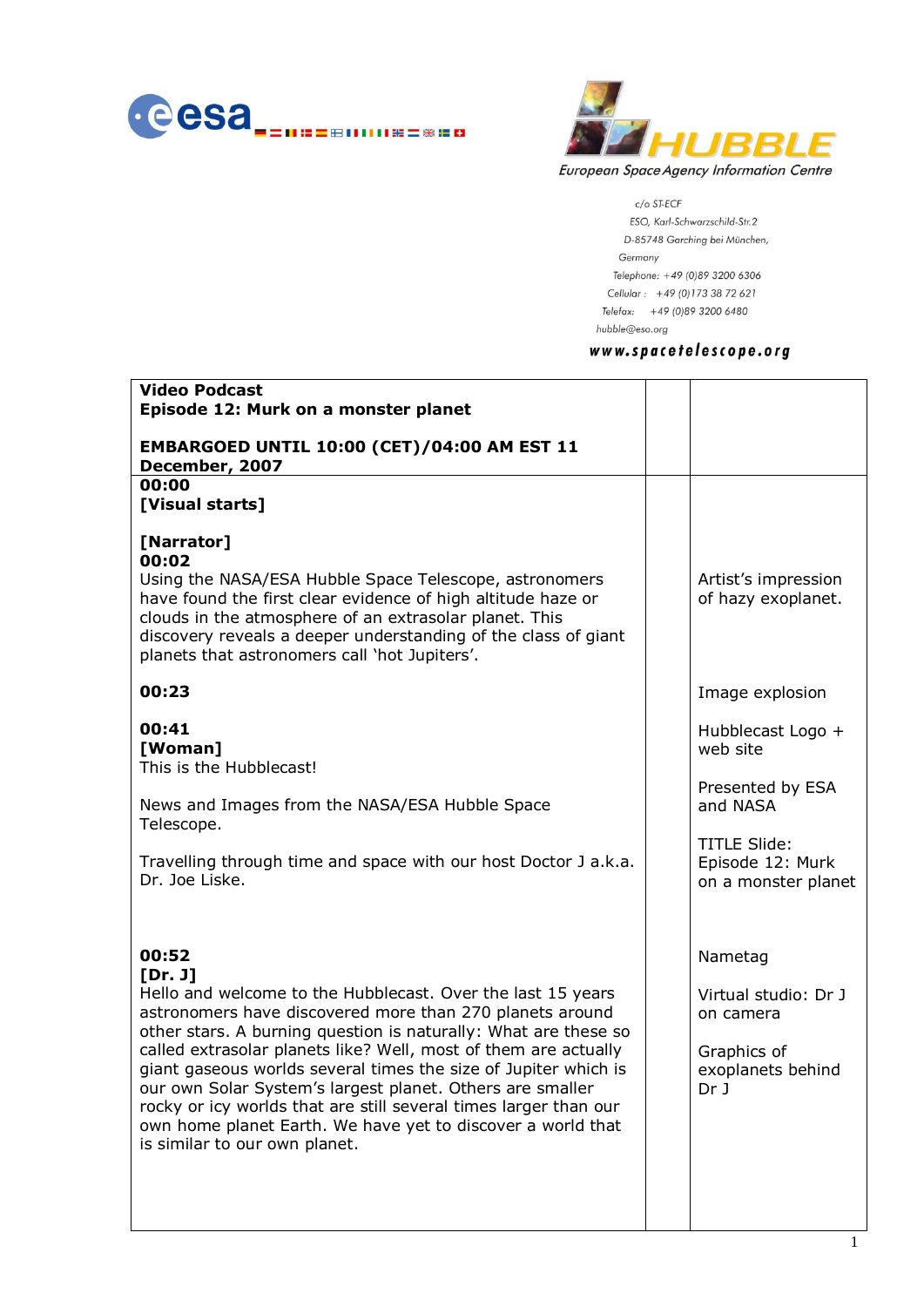European Space Agency Information Centre

c/o ST-ECF
ESO, Karl-Schwarzschild-Str.2
D-85748 Garching bei München,
Germany
Telephone: +49 (0)89 3200 6306
Cellular : +49 (0)173 38 72 621
Telefax: +49 (0)89 3200 6480
hubble@eso.org

**www.spacetelescope.org**

| **Video Podcast**<br>**Episode 12: Murk on a monster planet**<br><br>**EMBARGOED UNTIL 10:00 (CET)/04:00 AM EST 11 December, 2007** | | |
|---|---|---|
| **00:00**<br>**[Visual starts]**<br><br>**[Narrator]**<br>**00:02**<br>Using the NASA/ESA Hubble Space Telescope, astronomers have found the first clear evidence of high altitude haze or clouds in the atmosphere of an extrasolar planet. This discovery reveals a deeper understanding of the class of giant planets that astronomers call 'hot Jupiters'. | | Artist's impression of hazy exoplanet. |
| **00:23** | | Image explosion |
| **00:41**<br>**[Woman]**<br>This is the Hubblecast! | | Hubblecast Logo + web site |
| News and Images from the NASA/ESA Hubble Space Telescope. | | Presented by ESA and NASA |
| Travelling through time and space with our host Doctor J a.k.a. Dr. Joe Liske. | | TITLE Slide: Episode 12: Murk on a monster planet |
| **00:52**<br>**[Dr. J]**<br>Hello and welcome to the Hubblecast. Over the last 15 years astronomers have discovered more than 270 planets around other stars. A burning question is naturally: What are these so called extrasolar planets like? Well, most of them are actually giant gaseous worlds several times the size of Jupiter which is our own Solar System's largest planet. Others are smaller rocky or icy worlds that are still several times larger than our own home planet Earth. We have yet to discover a world that is similar to our own planet. | | Nametag<br><br>Virtual studio: Dr J on camera<br><br>Graphics of exoplanets behind Dr J |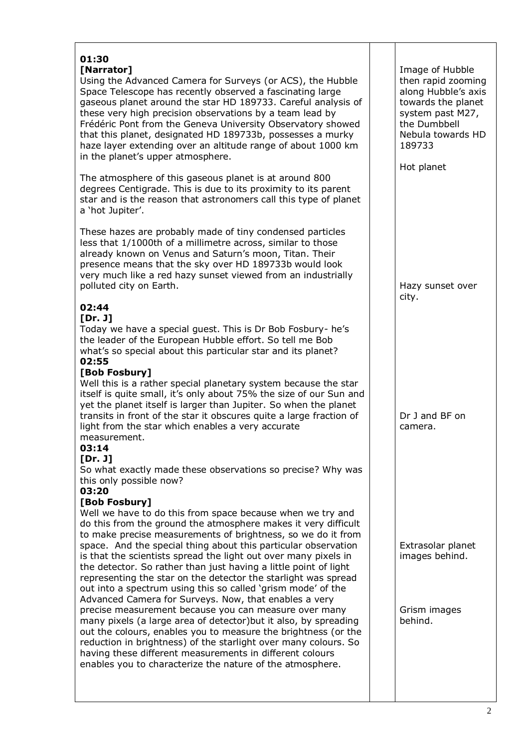| | | |
|---|---|---|
| **01:30**<br>**[Narrator]**<br>Using the Advanced Camera for Surveys (or ACS), the Hubble Space Telescope has recently observed a fascinating large gaseous planet around the star HD 189733. Careful analysis of these very high precision observations by a team lead by Frédéric Pont from the Geneva University Observatory showed that this planet, designated HD 189733b, possesses a murky haze layer extending over an altitude range of about 1000 km in the planet's upper atmosphere. | | Image of Hubble then rapid zooming along Hubble's axis towards the planet system past M27, the Dumbbell Nebula towards HD 189733 |
| The atmosphere of this gaseous planet is at around 800 degrees Centigrade. This is due to its proximity to its parent star and is the reason that astronomers call this type of planet a 'hot Jupiter'. | | Hot planet |
| These hazes are probably made of tiny condensed particles less that 1/1000th of a millimetre across, similar to those already known on Venus and Saturn's moon, Titan. Their presence means that the sky over HD 189733b would look very much like a red hazy sunset viewed from an industrially polluted city on Earth. | | Hazy sunset over city. |
| **02:44**<br>**[Dr. J]**<br>Today we have a special guest. This is Dr Bob Fosbury- he's the leader of the European Hubble effort. So tell me Bob what's so special about this particular star and its planet?<br>**02:55**<br>**[Bob Fosbury]**<br>Well this is a rather special planetary system because the star itself is quite small, it's only about 75% the size of our Sun and yet the planet itself is larger than Jupiter. So when the planet transits in front of the star it obscures quite a large fraction of light from the star which enables a very accurate measurement.<br>**03:14**<br>**[Dr. J]**<br>So what exactly made these observations so precise? Why was this only possible now? | | Dr J and BF on camera. |
| **03:20**<br>**[Bob Fosbury]**<br>Well we have to do this from space because when we try and do this from the ground the atmosphere makes it very difficult to make precise measurements of brightness, so we do it from space. And the special thing about this particular observation is that the scientists spread the light out over many pixels in the detector. So rather than just having a little point of light representing the star on the detector the starlight was spread out into a spectrum using this so called 'grism mode' of the Advanced Camera for Surveys. Now, that enables a very precise measurement because you can measure over many many pixels (a large area of detector)but it also, by spreading out the colours, enables you to measure the brightness (or the reduction in brightness) of the starlight over many colours. So having these different measurements in different colours enables you to characterize the nature of the atmosphere. | | Extrasolar planet images behind.<br><br>Grism images behind. |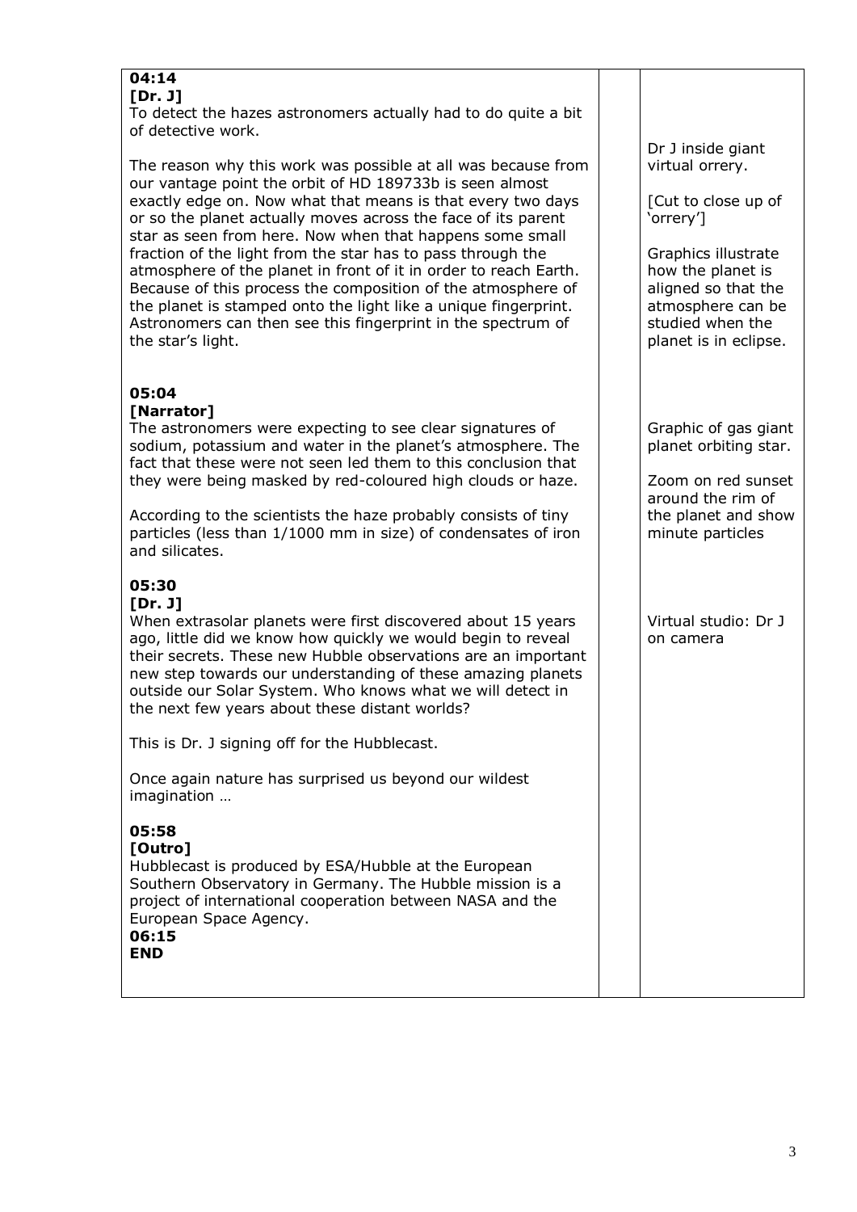| | | |
|---|---|---|
| **04:14**<br>**[Dr. J]**<br>To detect the hazes astronomers actually had to do quite a bit of detective work.<br><br>The reason why this work was possible at all was because from our vantage point the orbit of HD 189733b is seen almost exactly edge on. Now what that means is that every two days or so the planet actually moves across the face of its parent star as seen from here. Now when that happens some small fraction of the light from the star has to pass through the atmosphere of the planet in front of it in order to reach Earth. Because of this process the composition of the atmosphere of the planet is stamped onto the light like a unique fingerprint. Astronomers can then see this fingerprint in the spectrum of the star's light. | | Dr J inside giant virtual orrery.<br><br>[Cut to close up of 'orrery']<br><br>Graphics illustrate how the planet is aligned so that the atmosphere can be studied when the planet is in eclipse. |
| **05:04**<br>**[Narrator]**<br>The astronomers were expecting to see clear signatures of sodium, potassium and water in the planet's atmosphere. The fact that these were not seen led them to this conclusion that they were being masked by red-coloured high clouds or haze.<br><br>According to the scientists the haze probably consists of tiny particles (less than 1/1000 mm in size) of condensates of iron and silicates. | | Graphic of gas giant planet orbiting star.<br><br>Zoom on red sunset around the rim of the planet and show minute particles |
| **05:30**<br>**[Dr. J]**<br>When extrasolar planets were first discovered about 15 years ago, little did we know how quickly we would begin to reveal their secrets. These new Hubble observations are an important new step towards our understanding of these amazing planets outside our Solar System. Who knows what we will detect in the next few years about these distant worlds?<br><br>This is Dr. J signing off for the Hubblecast.<br><br>Once again nature has surprised us beyond our wildest imagination … | | Virtual studio: Dr J on camera |
| **05:58**<br>**[Outro]**<br>Hubblecast is produced by ESA/Hubble at the European Southern Observatory in Germany. The Hubble mission is a project of international cooperation between NASA and the European Space Agency.<br>**06:15**<br>**END** | | |